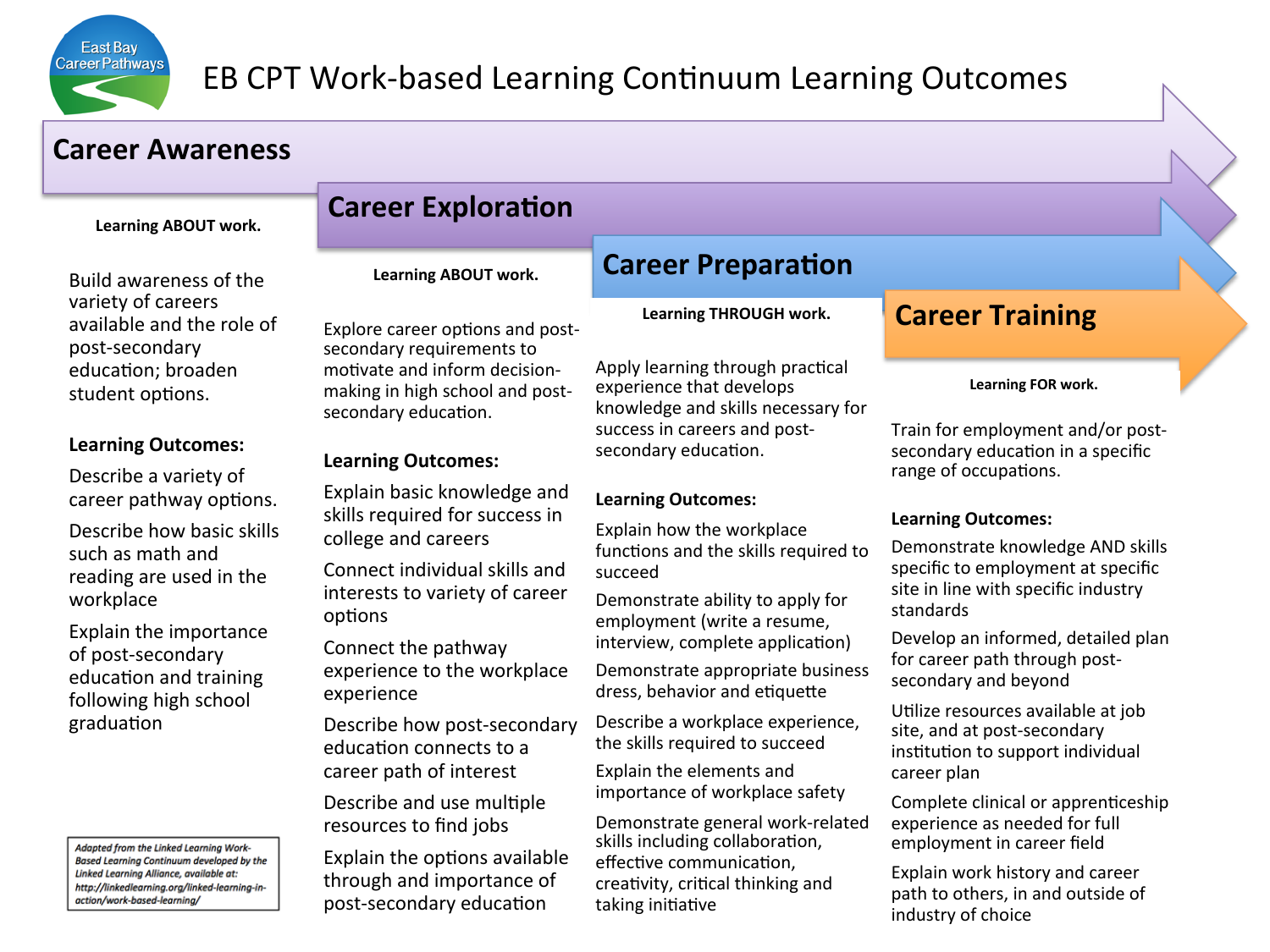# EB CPT Work-based Learning Continuum Learning Outcomes

## Career Awareness

**Learning ABOUT work.**

Build awareness of the variety of careers available and the role of post-secondary education; broaden student options.

**Learning Outcomes:**

Describe a variety of career pathway options.

Describe how basic skills such as math and reading are used in the workplace

Explain the importance of post-secondary education and training following high school graduation

*Adapted from the Linked Learning Work-Based Learning Continuum developed by the Linked Learning Alliance, available at: http://linkedlearning.org/linked-learning-in-action/work-based-learning/*

## Career Exploration

**Learning ABOUT work.**

Explore career options and post-secondary requirements to motivate and inform decision-making in high school and post-secondary education.

**Learning Outcomes:**

Explain basic knowledge and skills required for success in college and careers

Connect individual skills and interests to variety of career options

Connect the pathway experience to the workplace experience

Describe how post-secondary education connects to a career path of interest

Describe and use multiple resources to find jobs

Explain the options available through and importance of post-secondary education

## Career Preparation

**Learning THROUGH work.**

Apply learning through practical experience that develops knowledge and skills necessary for success in careers and post-secondary education.

**Learning Outcomes:**

Explain how the workplace functions and the skills required to succeed

Demonstrate ability to apply for employment (write a resume, interview, complete application)

Demonstrate appropriate business dress, behavior and etiquette

Describe a workplace experience, the skills required to succeed

Explain the elements and importance of workplace safety

Demonstrate general work-related skills including collaboration, effective communication, creativity, critical thinking and taking initiative

## Career Training

**Learning FOR work.**

Train for employment and/or post-secondary education in a specific range of occupations.

**Learning Outcomes:**

Demonstrate knowledge AND skills specific to employment at specific site in line with specific industry standards

Develop an informed, detailed plan for career path through post-secondary and beyond

Utilize resources available at job site, and at post-secondary institution to support individual career plan

Complete clinical or apprenticeship experience as needed for full employment in career field

Explain work history and career path to others, in and outside of industry of choice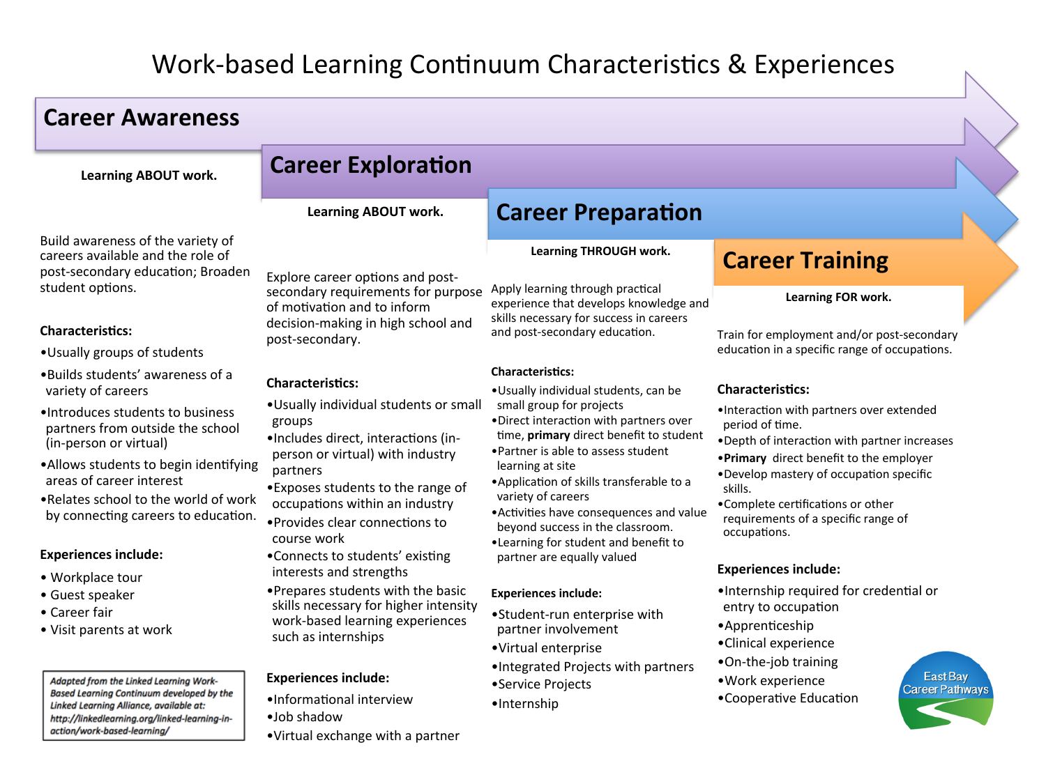# Work-based Learning Continuum Characteristics & Experiences

## Career Awareness

**Learning ABOUT work.**

Build awareness of the variety of careers available and the role of post-secondary education; Broaden student options.

**Characteristics:**

- Usually groups of students
- Builds students' awareness of a variety of careers
- Introduces students to business partners from outside the school (in-person or virtual)
- Allows students to begin identifying areas of career interest
- Relates school to the world of work by connecting careers to education.

**Experiences include:**

- Workplace tour
- Guest speaker
- Career fair
- Visit parents at work

*Adapted from the Linked Learning Work-Based Learning Continuum developed by the Linked Learning Alliance, available at: http://linkedlearning.org/linked-learning-in-action/work-based-learning/*

## Career Exploration

**Learning ABOUT work.**

Explore career options and post-secondary requirements for purpose of motivation and to inform decision-making in high school and post-secondary.

**Characteristics:**

- Usually individual students or small groups
- Includes direct, interactions (in-person or virtual) with industry partners
- Exposes students to the range of occupations within an industry
- Provides clear connections to course work
- Connects to students' existing interests and strengths
- Prepares students with the basic skills necessary for higher intensity work-based learning experiences such as internships

**Experiences include:**

- Informational interview
- Job shadow
- Virtual exchange with a partner

## Career Preparation

**Learning THROUGH work.**

Apply learning through practical experience that develops knowledge and skills necessary for success in careers and post-secondary education.

**Characteristics:**

- Usually individual students, can be small group for projects
- Direct interaction with partners over time, **primary** direct benefit to student
- Partner is able to assess student learning at site
- Application of skills transferable to a variety of careers
- Activities have consequences and value beyond success in the classroom.
- Learning for student and benefit to partner are equally valued

**Experiences include:**

- Student-run enterprise with partner involvement
- Virtual enterprise
- Integrated Projects with partners
- Service Projects
- Internship

## Career Training

**Learning FOR work.**

Train for employment and/or post-secondary education in a specific range of occupations.

**Characteristics:**

- Interaction with partners over extended period of time.
- Depth of interaction with partner increases
- **Primary** direct benefit to the employer
- Develop mastery of occupation specific skills.
- Complete certifications or other requirements of a specific range of occupations.

**Experiences include:**

- Internship required for credential or entry to occupation
- Apprenticeship
- Clinical experience
- On-the-job training
- Work experience
- Cooperative Education

East Bay Career Pathways